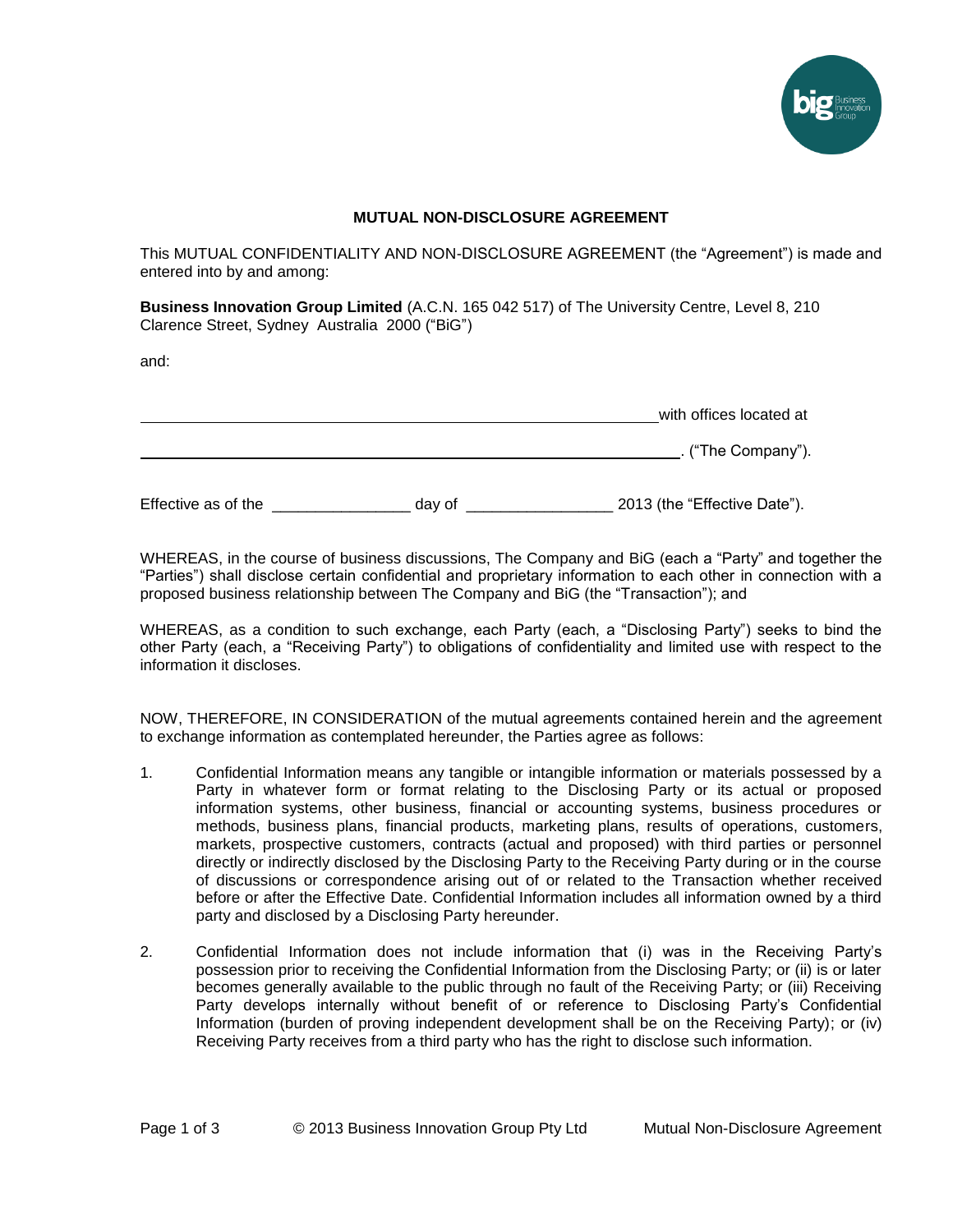## MUTUAL NON-DISCLOSURE AGREEMENT

This MUTUAL CONFIDENTIALITY AND NON-DISCLOSURE AGREEMENT (the "Agreement") is made and entered into by and among:

**Business Innovation Group Limited** (A.C.N. 165 042 517) of The University Centre, Level 8, 210 Clarence Street, Sydney Australia 2000 ("BiG")

and:

________________________________________________________________ with offices located at

________________________________________________________________. ("The Company").

Effective as of the ________________ day of _________________ 2013 (the "Effective Date").

WHEREAS, in the course of business discussions, The Company and BiG (each a "Party" and together the "Parties") shall disclose certain confidential and proprietary information to each other in connection with a proposed business relationship between The Company and BiG (the "Transaction"); and

WHEREAS, as a condition to such exchange, each Party (each, a "Disclosing Party") seeks to bind the other Party (each, a "Receiving Party") to obligations of confidentiality and limited use with respect to the information it discloses.

NOW, THEREFORE, IN CONSIDERATION of the mutual agreements contained herein and the agreement to exchange information as contemplated hereunder, the Parties agree as follows:

1. Confidential Information means any tangible or intangible information or materials possessed by a Party in whatever form or format relating to the Disclosing Party or its actual or proposed information systems, other business, financial or accounting systems, business procedures or methods, business plans, financial products, marketing plans, results of operations, customers, markets, prospective customers, contracts (actual and proposed) with third parties or personnel directly or indirectly disclosed by the Disclosing Party to the Receiving Party during or in the course of discussions or correspondence arising out of or related to the Transaction whether received before or after the Effective Date. Confidential Information includes all information owned by a third party and disclosed by a Disclosing Party hereunder.

2. Confidential Information does not include information that (i) was in the Receiving Party's possession prior to receiving the Confidential Information from the Disclosing Party; or (ii) is or later becomes generally available to the public through no fault of the Receiving Party; or (iii) Receiving Party develops internally without benefit of or reference to Disclosing Party's Confidential Information (burden of proving independent development shall be on the Receiving Party); or (iv) Receiving Party receives from a third party who has the right to disclose such information.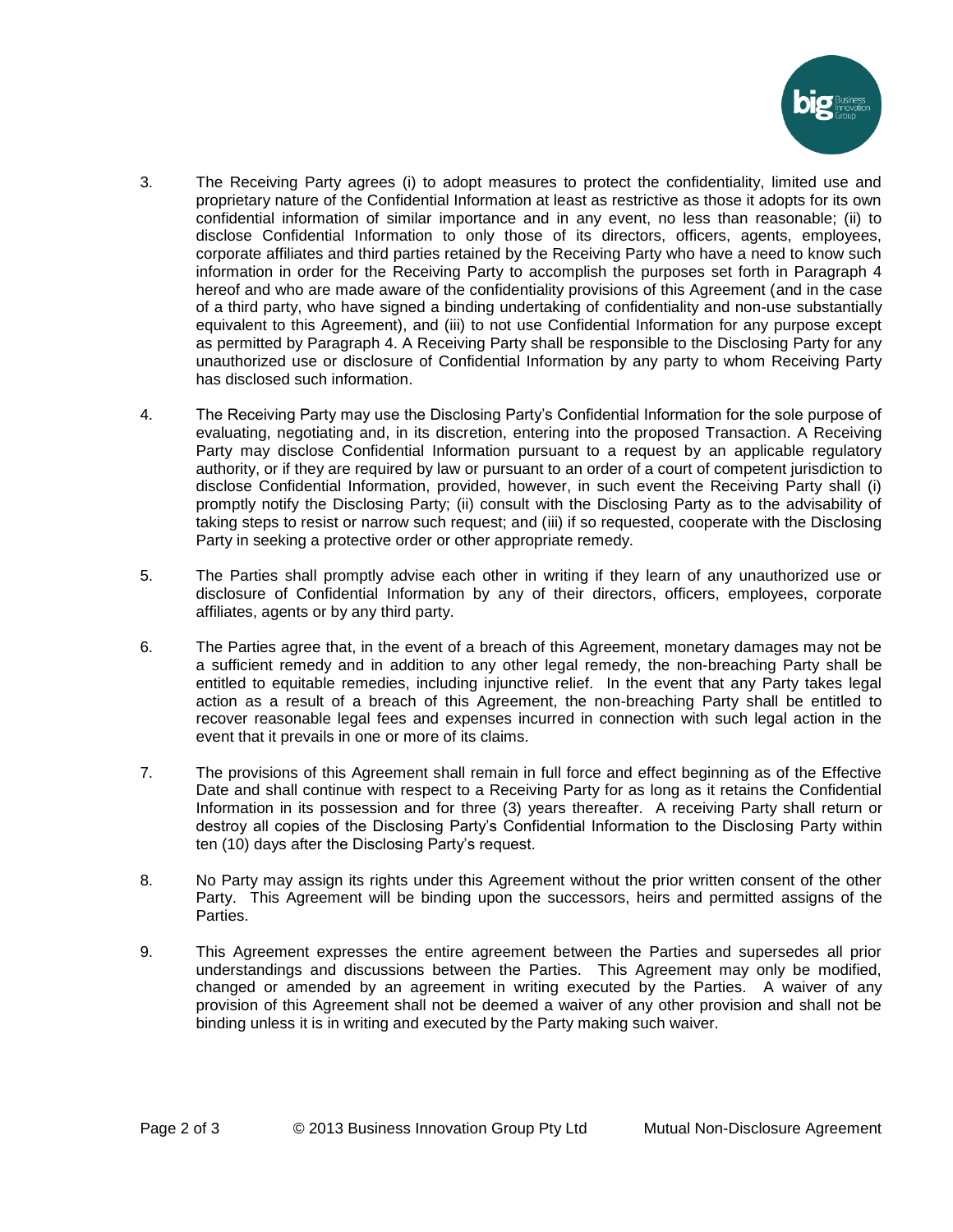3. The Receiving Party agrees (i) to adopt measures to protect the confidentiality, limited use and proprietary nature of the Confidential Information at least as restrictive as those it adopts for its own confidential information of similar importance and in any event, no less than reasonable; (ii) to disclose Confidential Information to only those of its directors, officers, agents, employees, corporate affiliates and third parties retained by the Receiving Party who have a need to know such information in order for the Receiving Party to accomplish the purposes set forth in Paragraph 4 hereof and who are made aware of the confidentiality provisions of this Agreement (and in the case of a third party, who have signed a binding undertaking of confidentiality and non-use substantially equivalent to this Agreement), and (iii) to not use Confidential Information for any purpose except as permitted by Paragraph 4. A Receiving Party shall be responsible to the Disclosing Party for any unauthorized use or disclosure of Confidential Information by any party to whom Receiving Party has disclosed such information.

4. The Receiving Party may use the Disclosing Party's Confidential Information for the sole purpose of evaluating, negotiating and, in its discretion, entering into the proposed Transaction. A Receiving Party may disclose Confidential Information pursuant to a request by an applicable regulatory authority, or if they are required by law or pursuant to an order of a court of competent jurisdiction to disclose Confidential Information, provided, however, in such event the Receiving Party shall (i) promptly notify the Disclosing Party; (ii) consult with the Disclosing Party as to the advisability of taking steps to resist or narrow such request; and (iii) if so requested, cooperate with the Disclosing Party in seeking a protective order or other appropriate remedy.

5. The Parties shall promptly advise each other in writing if they learn of any unauthorized use or disclosure of Confidential Information by any of their directors, officers, employees, corporate affiliates, agents or by any third party.

6. The Parties agree that, in the event of a breach of this Agreement, monetary damages may not be a sufficient remedy and in addition to any other legal remedy, the non-breaching Party shall be entitled to equitable remedies, including injunctive relief. In the event that any Party takes legal action as a result of a breach of this Agreement, the non-breaching Party shall be entitled to recover reasonable legal fees and expenses incurred in connection with such legal action in the event that it prevails in one or more of its claims.

7. The provisions of this Agreement shall remain in full force and effect beginning as of the Effective Date and shall continue with respect to a Receiving Party for as long as it retains the Confidential Information in its possession and for three (3) years thereafter. A receiving Party shall return or destroy all copies of the Disclosing Party's Confidential Information to the Disclosing Party within ten (10) days after the Disclosing Party's request.

8. No Party may assign its rights under this Agreement without the prior written consent of the other Party. This Agreement will be binding upon the successors, heirs and permitted assigns of the Parties.

9. This Agreement expresses the entire agreement between the Parties and supersedes all prior understandings and discussions between the Parties. This Agreement may only be modified, changed or amended by an agreement in writing executed by the Parties. A waiver of any provision of this Agreement shall not be deemed a waiver of any other provision and shall not be binding unless it is in writing and executed by the Party making such waiver.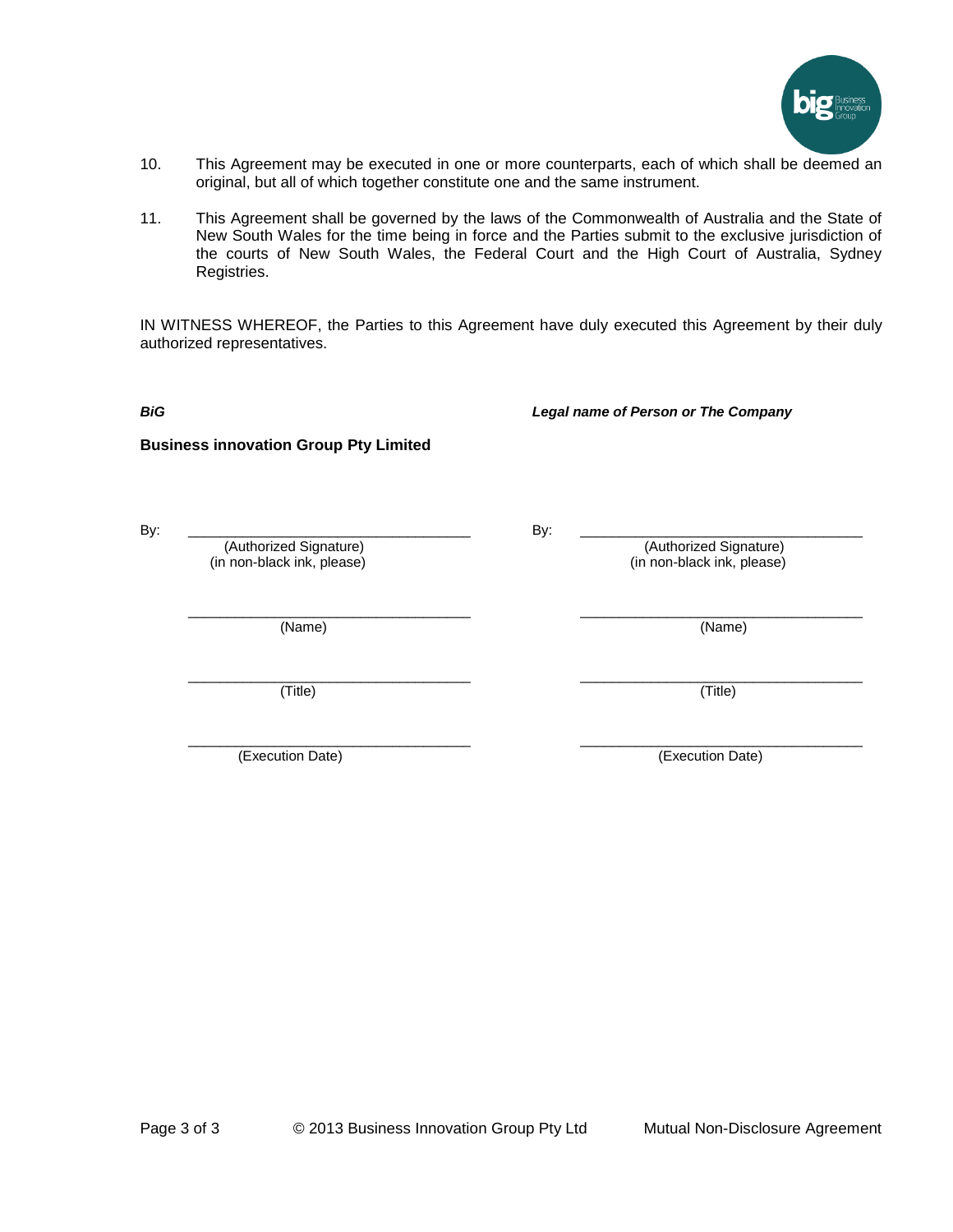10. This Agreement may be executed in one or more counterparts, each of which shall be deemed an original, but all of which together constitute one and the same instrument.

11. This Agreement shall be governed by the laws of the Commonwealth of Australia and the State of New South Wales for the time being in force and the Parties submit to the exclusive jurisdiction of the courts of New South Wales, the Federal Court and the High Court of Australia, Sydney Registries.

IN WITNESS WHEREOF, the Parties to this Agreement have duly executed this Agreement by their duly authorized representatives.

***BiG***

**Business innovation Group Pty Limited**

By: ___________________________________
(Authorized Signature)
(in non-black ink, please)

___________________________________
(Name)

___________________________________
(Title)

___________________________________
(Execution Date)

***Legal name of Person or The Company***

By: ___________________________________
(Authorized Signature)
(in non-black ink, please)

___________________________________
(Name)

___________________________________
(Title)

___________________________________
(Execution Date)